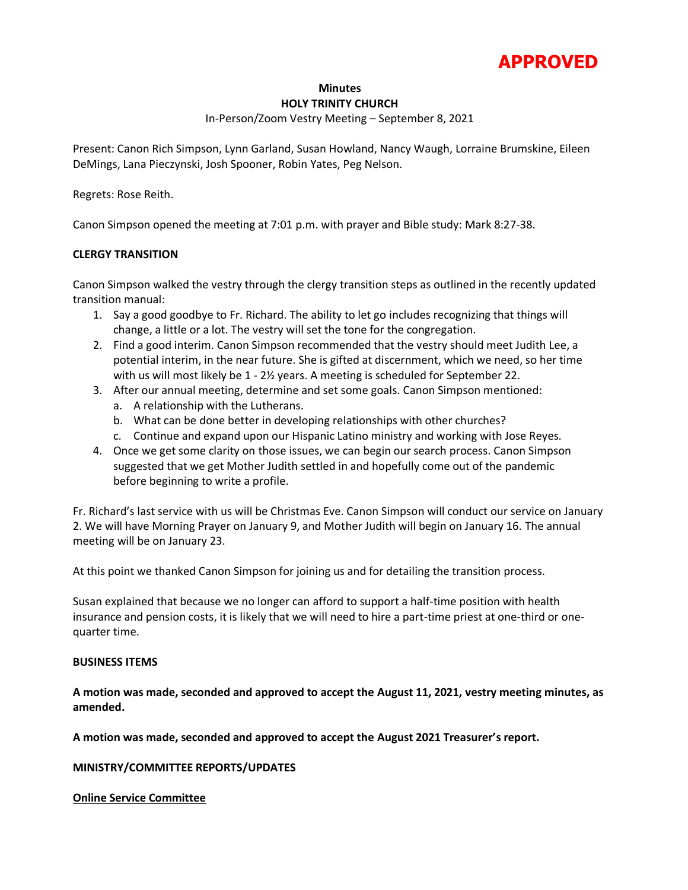**APPROVED**

# Minutes
## HOLY TRINITY CHURCH
In-Person/Zoom Vestry Meeting – September 8, 2021

Present: Canon Rich Simpson, Lynn Garland, Susan Howland, Nancy Waugh, Lorraine Brumskine, Eileen DeMings, Lana Pieczynski, Josh Spooner, Robin Yates, Peg Nelson.

Regrets: Rose Reith.

Canon Simpson opened the meeting at 7:01 p.m. with prayer and Bible study: Mark 8:27-38.

**CLERGY TRANSITION**

Canon Simpson walked the vestry through the clergy transition steps as outlined in the recently updated transition manual:

1. Say a good goodbye to Fr. Richard. The ability to let go includes recognizing that things will change, a little or a lot. The vestry will set the tone for the congregation.
2. Find a good interim. Canon Simpson recommended that the vestry should meet Judith Lee, a potential interim, in the near future. She is gifted at discernment, which we need, so her time with us will most likely be 1 - 2½ years. A meeting is scheduled for September 22.
3. After our annual meeting, determine and set some goals. Canon Simpson mentioned:
   a. A relationship with the Lutherans.
   b. What can be done better in developing relationships with other churches?
   c. Continue and expand upon our Hispanic Latino ministry and working with Jose Reyes.
4. Once we get some clarity on those issues, we can begin our search process. Canon Simpson suggested that we get Mother Judith settled in and hopefully come out of the pandemic before beginning to write a profile.

Fr. Richard's last service with us will be Christmas Eve. Canon Simpson will conduct our service on January 2. We will have Morning Prayer on January 9, and Mother Judith will begin on January 16. The annual meeting will be on January 23.

At this point we thanked Canon Simpson for joining us and for detailing the transition process.

Susan explained that because we no longer can afford to support a half-time position with health insurance and pension costs, it is likely that we will need to hire a part-time priest at one-third or one-quarter time.

**BUSINESS ITEMS**

**A motion was made, seconded and approved to accept the August 11, 2021, vestry meeting minutes, as amended.**

**A motion was made, seconded and approved to accept the August 2021 Treasurer's report.**

**MINISTRY/COMMITTEE REPORTS/UPDATES**

**Online Service Committee**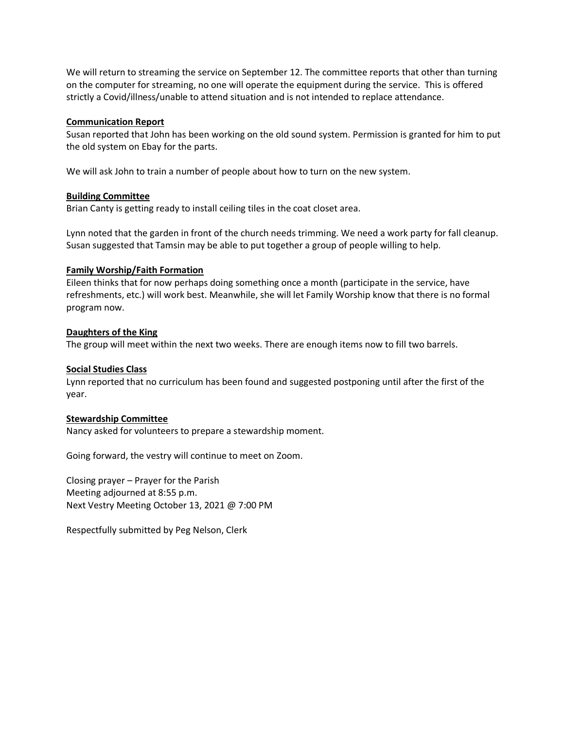We will return to streaming the service on September 12. The committee reports that other than turning on the computer for streaming, no one will operate the equipment during the service. This is offered strictly a Covid/illness/unable to attend situation and is not intended to replace attendance.

**Communication Report**

Susan reported that John has been working on the old sound system. Permission is granted for him to put the old system on Ebay for the parts.

We will ask John to train a number of people about how to turn on the new system.

**Building Committee**

Brian Canty is getting ready to install ceiling tiles in the coat closet area.

Lynn noted that the garden in front of the church needs trimming. We need a work party for fall cleanup. Susan suggested that Tamsin may be able to put together a group of people willing to help.

**Family Worship/Faith Formation**

Eileen thinks that for now perhaps doing something once a month (participate in the service, have refreshments, etc.) will work best. Meanwhile, she will let Family Worship know that there is no formal program now.

**Daughters of the King**

The group will meet within the next two weeks. There are enough items now to fill two barrels.

**Social Studies Class**

Lynn reported that no curriculum has been found and suggested postponing until after the first of the year.

**Stewardship Committee**

Nancy asked for volunteers to prepare a stewardship moment.

Going forward, the vestry will continue to meet on Zoom.

Closing prayer – Prayer for the Parish
Meeting adjourned at 8:55 p.m.
Next Vestry Meeting October 13, 2021 @ 7:00 PM

Respectfully submitted by Peg Nelson, Clerk